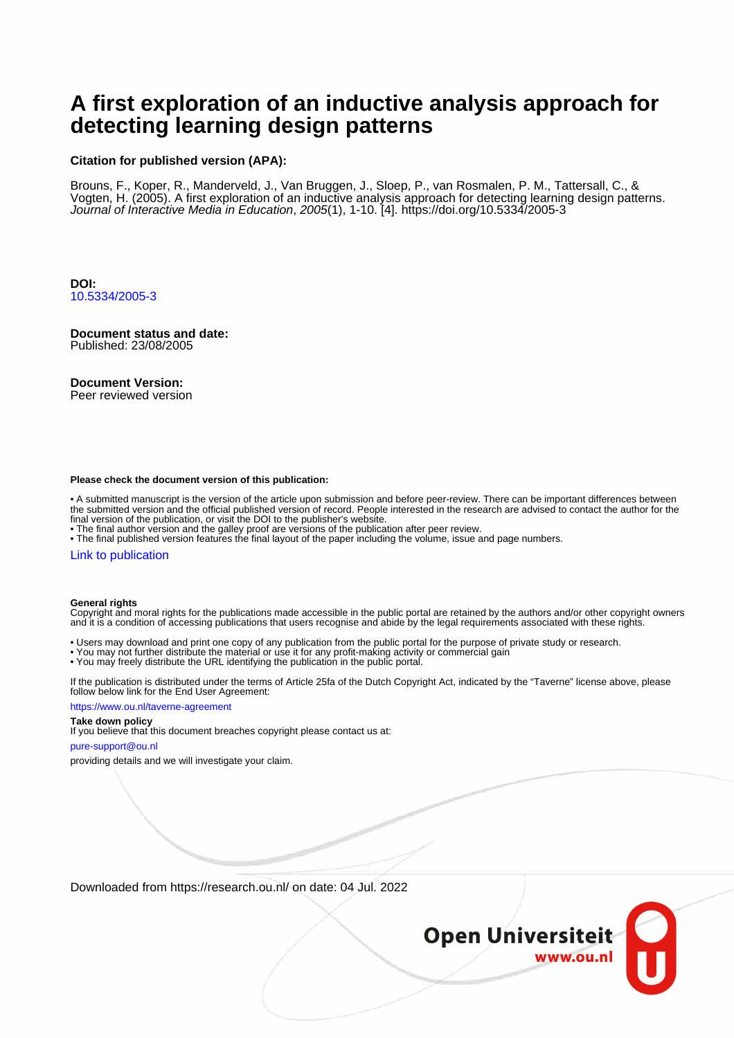# A first exploration of an inductive analysis approach for detecting learning design patterns

**Citation for published version (APA):**

Brouns, F., Koper, R., Manderveld, J., Van Bruggen, J., Sloep, P., van Rosmalen, P. M., Tattersall, C., & Vogten, H. (2005). A first exploration of an inductive analysis approach for detecting learning design patterns. *Journal of Interactive Media in Education*, *2005*(1), 1-10. [4]. https://doi.org/10.5334/2005-3

**DOI:**
10.5334/2005-3

**Document status and date:**
Published: 23/08/2005

**Document Version:**
Peer reviewed version

**Please check the document version of this publication:**

• A submitted manuscript is the version of the article upon submission and before peer-review. There can be important differences between the submitted version and the official published version of record. People interested in the research are advised to contact the author for the final version of the publication, or visit the DOI to the publisher's website.
• The final author version and the galley proof are versions of the publication after peer review.
• The final published version features the final layout of the paper including the volume, issue and page numbers.

Link to publication

**General rights**
Copyright and moral rights for the publications made accessible in the public portal are retained by the authors and/or other copyright owners and it is a condition of accessing publications that users recognise and abide by the legal requirements associated with these rights.

• Users may download and print one copy of any publication from the public portal for the purpose of private study or research.
• You may not further distribute the material or use it for any profit-making activity or commercial gain
• You may freely distribute the URL identifying the publication in the public portal.

If the publication is distributed under the terms of Article 25fa of the Dutch Copyright Act, indicated by the "Taverne" license above, please follow below link for the End User Agreement:

https://www.ou.nl/taverne-agreement

**Take down policy**
If you believe that this document breaches copyright please contact us at:

pure-support@ou.nl

providing details and we will investigate your claim.

Downloaded from https://research.ou.nl/ on date: 04 Jul. 2022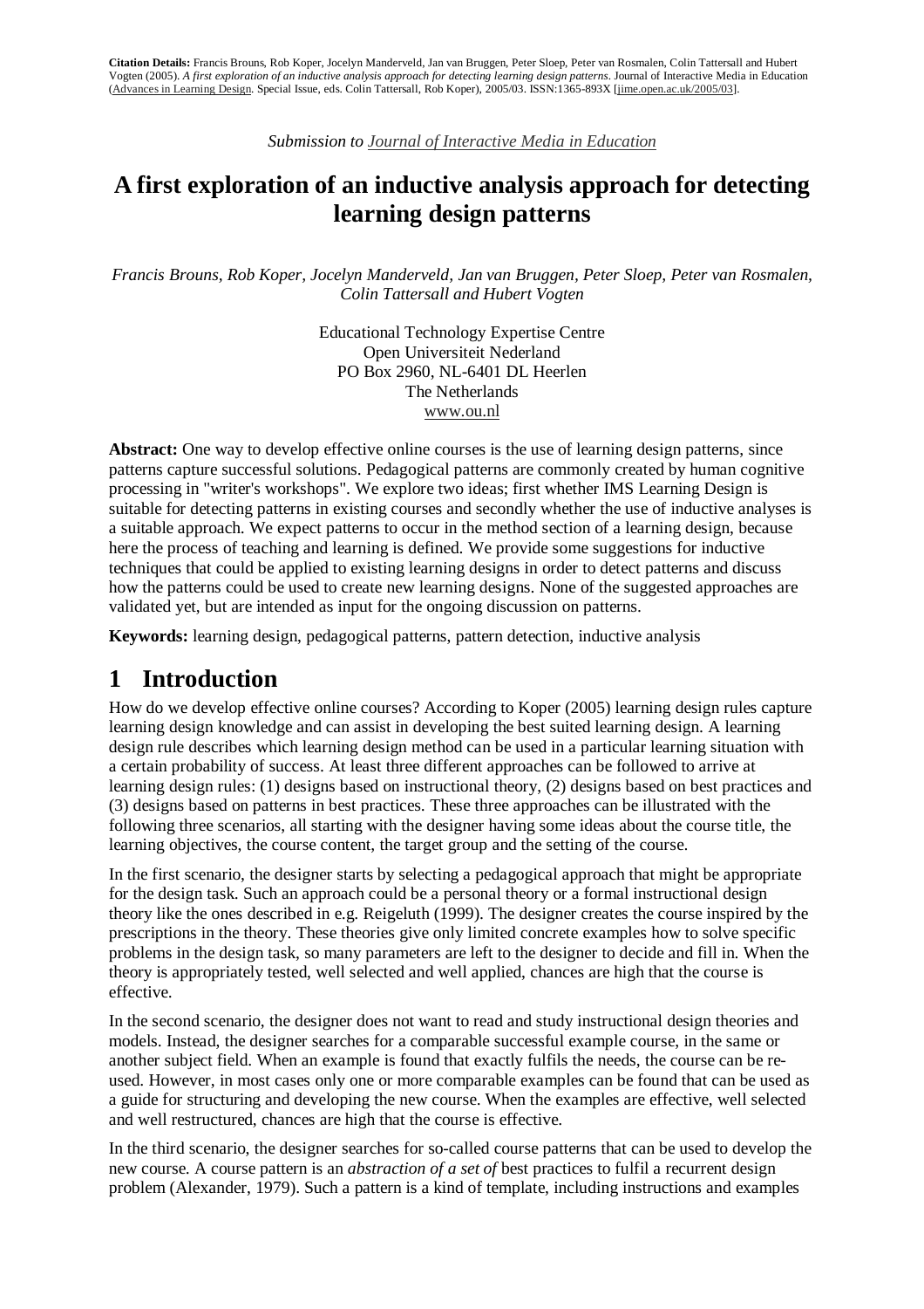**Citation Details:** Francis Brouns, Rob Koper, Jocelyn Manderveld, Jan van Bruggen, Peter Sloep, Peter van Rosmalen, Colin Tattersall and Hubert Vogten (2005). *A first exploration of an inductive analysis approach for detecting learning design patterns*. Journal of Interactive Media in Education (Advances in Learning Design. Special Issue, eds. Colin Tattersall, Rob Koper), 2005/03. ISSN:1365-893X [jime.open.ac.uk/2005/03].

*Submission to Journal of Interactive Media in Education*

# A first exploration of an inductive analysis approach for detecting learning design patterns

*Francis Brouns, Rob Koper, Jocelyn Manderveld, Jan van Bruggen, Peter Sloep, Peter van Rosmalen, Colin Tattersall and Hubert Vogten*

Educational Technology Expertise Centre
Open Universiteit Nederland
PO Box 2960, NL-6401 DL Heerlen
The Netherlands
www.ou.nl

**Abstract:** One way to develop effective online courses is the use of learning design patterns, since patterns capture successful solutions. Pedagogical patterns are commonly created by human cognitive processing in "writer's workshops". We explore two ideas; first whether IMS Learning Design is suitable for detecting patterns in existing courses and secondly whether the use of inductive analyses is a suitable approach. We expect patterns to occur in the method section of a learning design, because here the process of teaching and learning is defined. We provide some suggestions for inductive techniques that could be applied to existing learning designs in order to detect patterns and discuss how the patterns could be used to create new learning designs. None of the suggested approaches are validated yet, but are intended as input for the ongoing discussion on patterns.

**Keywords:** learning design, pedagogical patterns, pattern detection, inductive analysis

## 1 Introduction

How do we develop effective online courses? According to Koper (2005) learning design rules capture learning design knowledge and can assist in developing the best suited learning design. A learning design rule describes which learning design method can be used in a particular learning situation with a certain probability of success. At least three different approaches can be followed to arrive at learning design rules: (1) designs based on instructional theory, (2) designs based on best practices and (3) designs based on patterns in best practices. These three approaches can be illustrated with the following three scenarios, all starting with the designer having some ideas about the course title, the learning objectives, the course content, the target group and the setting of the course.

In the first scenario, the designer starts by selecting a pedagogical approach that might be appropriate for the design task. Such an approach could be a personal theory or a formal instructional design theory like the ones described in e.g. Reigeluth (1999). The designer creates the course inspired by the prescriptions in the theory. These theories give only limited concrete examples how to solve specific problems in the design task, so many parameters are left to the designer to decide and fill in. When the theory is appropriately tested, well selected and well applied, chances are high that the course is effective.

In the second scenario, the designer does not want to read and study instructional design theories and models. Instead, the designer searches for a comparable successful example course, in the same or another subject field. When an example is found that exactly fulfils the needs, the course can be re-used. However, in most cases only one or more comparable examples can be found that can be used as a guide for structuring and developing the new course. When the examples are effective, well selected and well restructured, chances are high that the course is effective.

In the third scenario, the designer searches for so-called course patterns that can be used to develop the new course. A course pattern is an *abstraction of a set of* best practices to fulfil a recurrent design problem (Alexander, 1979). Such a pattern is a kind of template, including instructions and examples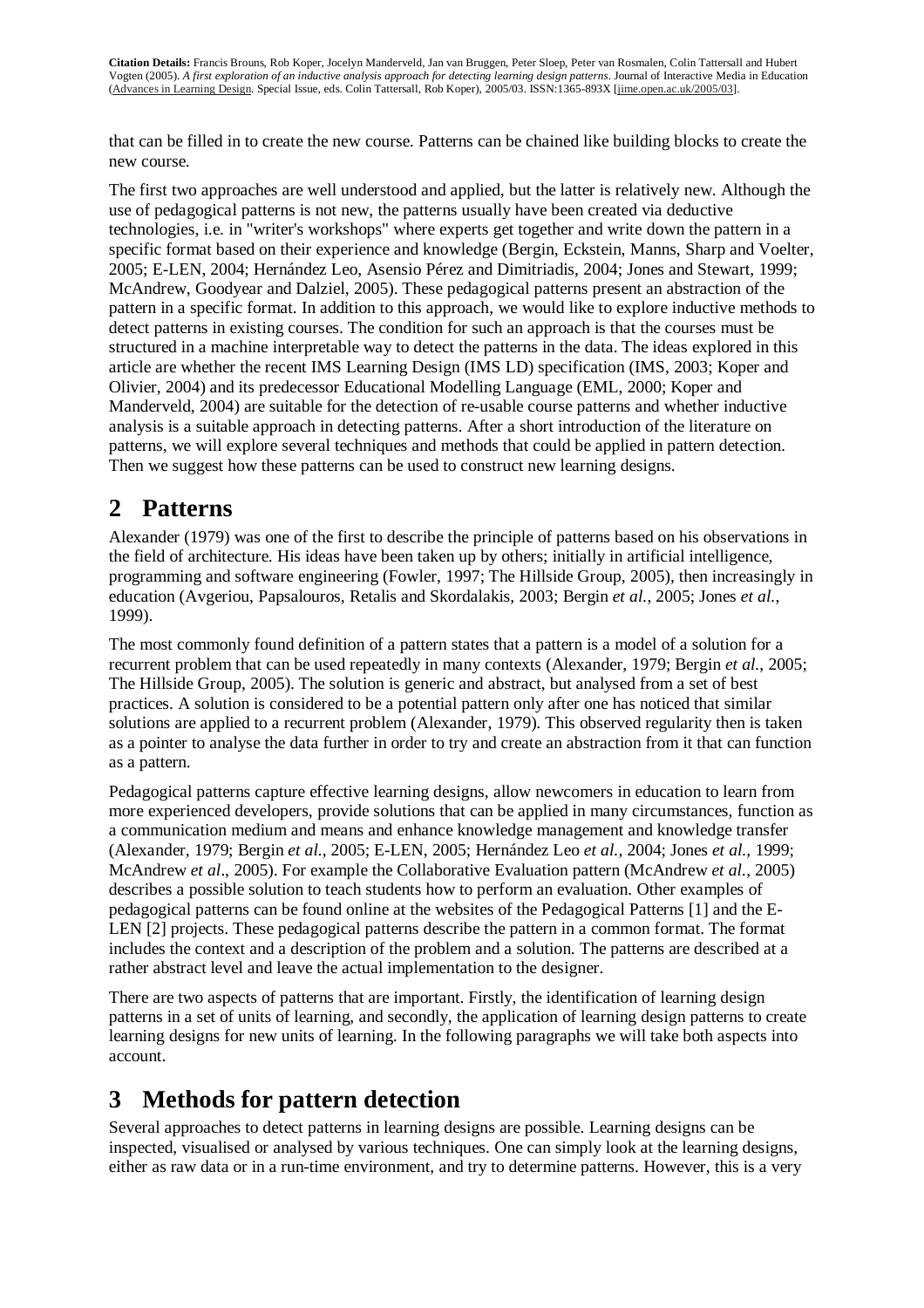that can be filled in to create the new course. Patterns can be chained like building blocks to create the new course.

The first two approaches are well understood and applied, but the latter is relatively new. Although the use of pedagogical patterns is not new, the patterns usually have been created via deductive technologies, i.e. in "writer's workshops" where experts get together and write down the pattern in a specific format based on their experience and knowledge (Bergin, Eckstein, Manns, Sharp and Voelter, 2005; E-LEN, 2004; Hernández Leo, Asensio Pérez and Dimitriadis, 2004; Jones and Stewart, 1999; McAndrew, Goodyear and Dalziel, 2005). These pedagogical patterns present an abstraction of the pattern in a specific format. In addition to this approach, we would like to explore inductive methods to detect patterns in existing courses. The condition for such an approach is that the courses must be structured in a machine interpretable way to detect the patterns in the data. The ideas explored in this article are whether the recent IMS Learning Design (IMS LD) specification (IMS, 2003; Koper and Olivier, 2004) and its predecessor Educational Modelling Language (EML, 2000; Koper and Manderveld, 2004) are suitable for the detection of re-usable course patterns and whether inductive analysis is a suitable approach in detecting patterns. After a short introduction of the literature on patterns, we will explore several techniques and methods that could be applied in pattern detection. Then we suggest how these patterns can be used to construct new learning designs.

## 2 Patterns

Alexander (1979) was one of the first to describe the principle of patterns based on his observations in the field of architecture. His ideas have been taken up by others; initially in artificial intelligence, programming and software engineering (Fowler, 1997; The Hillside Group, 2005), then increasingly in education (Avgeriou, Papsalouros, Retalis and Skordalakis, 2003; Bergin *et al.*, 2005; Jones *et al.*, 1999).

The most commonly found definition of a pattern states that a pattern is a model of a solution for a recurrent problem that can be used repeatedly in many contexts (Alexander, 1979; Bergin *et al.*, 2005; The Hillside Group, 2005). The solution is generic and abstract, but analysed from a set of best practices. A solution is considered to be a potential pattern only after one has noticed that similar solutions are applied to a recurrent problem (Alexander, 1979). This observed regularity then is taken as a pointer to analyse the data further in order to try and create an abstraction from it that can function as a pattern.

Pedagogical patterns capture effective learning designs, allow newcomers in education to learn from more experienced developers, provide solutions that can be applied in many circumstances, function as a communication medium and means and enhance knowledge management and knowledge transfer (Alexander, 1979; Bergin *et al.*, 2005; E-LEN, 2005; Hernández Leo *et al.*, 2004; Jones *et al.*, 1999; McAndrew *et al*., 2005). For example the Collaborative Evaluation pattern (McAndrew *et al.*, 2005) describes a possible solution to teach students how to perform an evaluation. Other examples of pedagogical patterns can be found online at the websites of the Pedagogical Patterns [1] and the E-LEN [2] projects. These pedagogical patterns describe the pattern in a common format. The format includes the context and a description of the problem and a solution. The patterns are described at a rather abstract level and leave the actual implementation to the designer.

There are two aspects of patterns that are important. Firstly, the identification of learning design patterns in a set of units of learning, and secondly, the application of learning design patterns to create learning designs for new units of learning. In the following paragraphs we will take both aspects into account.

## 3 Methods for pattern detection

Several approaches to detect patterns in learning designs are possible. Learning designs can be inspected, visualised or analysed by various techniques. One can simply look at the learning designs, either as raw data or in a run-time environment, and try to determine patterns. However, this is a very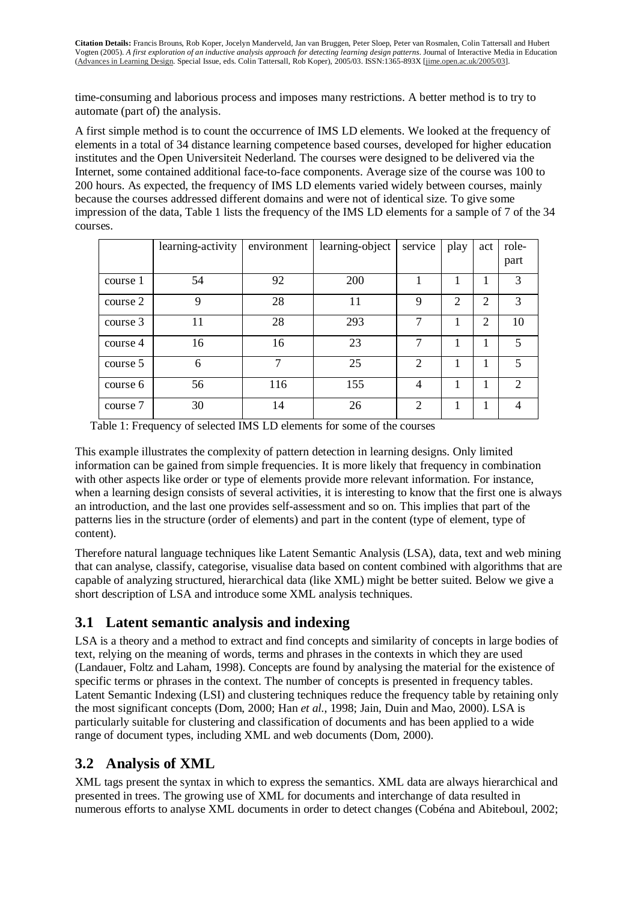time-consuming and laborious process and imposes many restrictions. A better method is to try to automate (part of) the analysis.

A first simple method is to count the occurrence of IMS LD elements. We looked at the frequency of elements in a total of 34 distance learning competence based courses, developed for higher education institutes and the Open Universiteit Nederland. The courses were designed to be delivered via the Internet, some contained additional face-to-face components. Average size of the course was 100 to 200 hours. As expected, the frequency of IMS LD elements varied widely between courses, mainly because the courses addressed different domains and were not of identical size. To give some impression of the data, Table 1 lists the frequency of the IMS LD elements for a sample of 7 of the 34 courses.

| | learning-activity | environment | learning-object | service | play | act | role-part |
|---|---|---|---|---|---|---|---|
| course 1 | 54 | 92 | 200 | 1 | 1 | 1 | 3 |
| course 2 | 9 | 28 | 11 | 9 | 2 | 2 | 3 |
| course 3 | 11 | 28 | 293 | 7 | 1 | 2 | 10 |
| course 4 | 16 | 16 | 23 | 7 | 1 | 1 | 5 |
| course 5 | 6 | 7 | 25 | 2 | 1 | 1 | 5 |
| course 6 | 56 | 116 | 155 | 4 | 1 | 1 | 2 |
| course 7 | 30 | 14 | 26 | 2 | 1 | 1 | 4 |

Table 1: Frequency of selected IMS LD elements for some of the courses

This example illustrates the complexity of pattern detection in learning designs. Only limited information can be gained from simple frequencies. It is more likely that frequency in combination with other aspects like order or type of elements provide more relevant information. For instance, when a learning design consists of several activities, it is interesting to know that the first one is always an introduction, and the last one provides self-assessment and so on. This implies that part of the patterns lies in the structure (order of elements) and part in the content (type of element, type of content).

Therefore natural language techniques like Latent Semantic Analysis (LSA), data, text and web mining that can analyse, classify, categorise, visualise data based on content combined with algorithms that are capable of analyzing structured, hierarchical data (like XML) might be better suited. Below we give a short description of LSA and introduce some XML analysis techniques.

## 3.1 Latent semantic analysis and indexing

LSA is a theory and a method to extract and find concepts and similarity of concepts in large bodies of text, relying on the meaning of words, terms and phrases in the contexts in which they are used (Landauer, Foltz and Laham, 1998). Concepts are found by analysing the material for the existence of specific terms or phrases in the context. The number of concepts is presented in frequency tables. Latent Semantic Indexing (LSI) and clustering techniques reduce the frequency table by retaining only the most significant concepts (Dom, 2000; Han *et al.*, 1998; Jain, Duin and Mao, 2000). LSA is particularly suitable for clustering and classification of documents and has been applied to a wide range of document types, including XML and web documents (Dom, 2000).

## 3.2 Analysis of XML

XML tags present the syntax in which to express the semantics. XML data are always hierarchical and presented in trees. The growing use of XML for documents and interchange of data resulted in numerous efforts to analyse XML documents in order to detect changes (Cobéna and Abiteboul, 2002;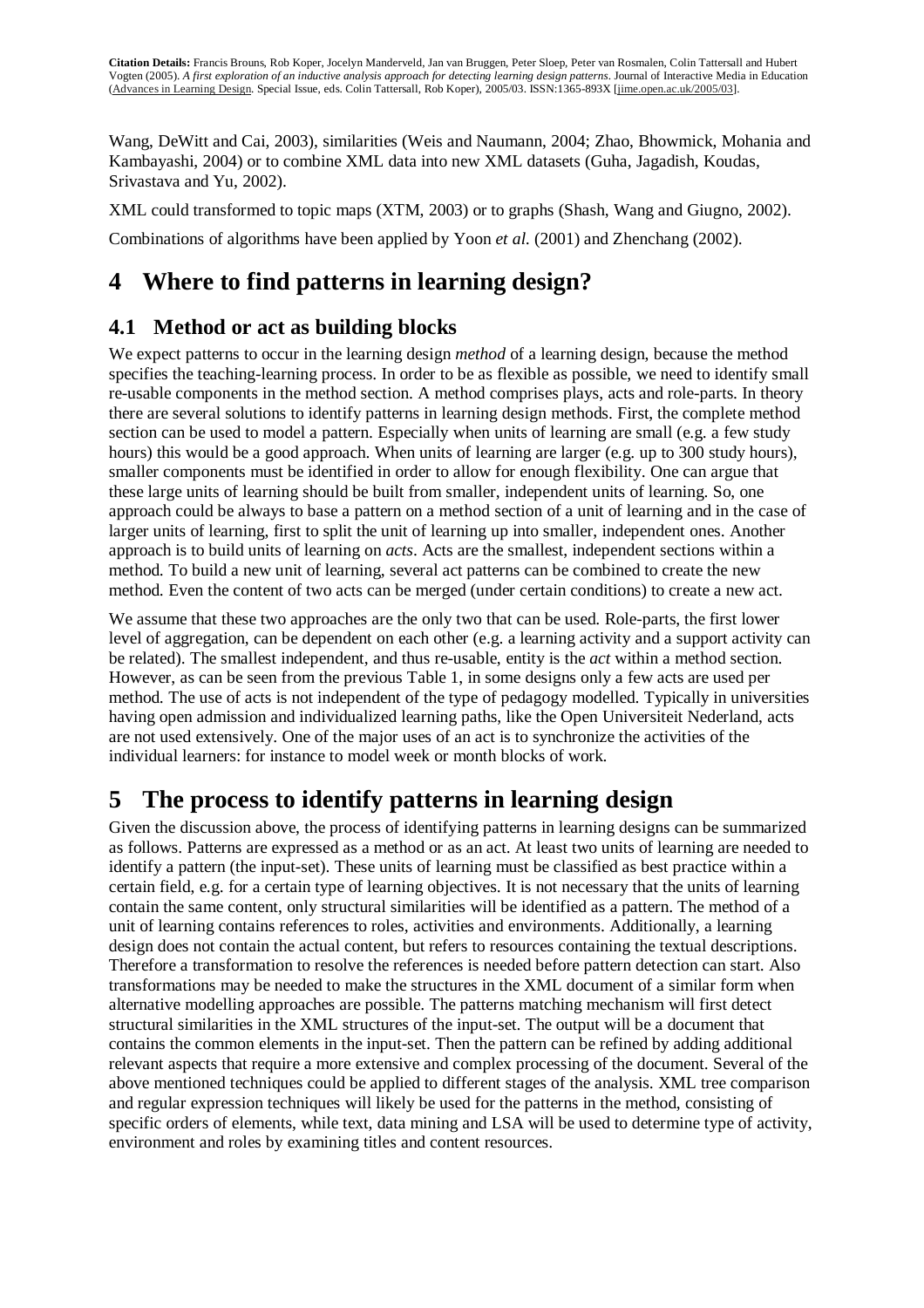Wang, DeWitt and Cai, 2003), similarities (Weis and Naumann, 2004; Zhao, Bhowmick, Mohania and Kambayashi, 2004) or to combine XML data into new XML datasets (Guha, Jagadish, Koudas, Srivastava and Yu, 2002).

XML could transformed to topic maps (XTM, 2003) or to graphs (Shash, Wang and Giugno, 2002).

Combinations of algorithms have been applied by Yoon *et al.* (2001) and Zhenchang (2002).

# 4 Where to find patterns in learning design?

## 4.1 Method or act as building blocks

We expect patterns to occur in the learning design *method* of a learning design, because the method specifies the teaching-learning process. In order to be as flexible as possible, we need to identify small re-usable components in the method section. A method comprises plays, acts and role-parts. In theory there are several solutions to identify patterns in learning design methods. First, the complete method section can be used to model a pattern. Especially when units of learning are small (e.g. a few study hours) this would be a good approach. When units of learning are larger (e.g. up to 300 study hours), smaller components must be identified in order to allow for enough flexibility. One can argue that these large units of learning should be built from smaller, independent units of learning. So, one approach could be always to base a pattern on a method section of a unit of learning and in the case of larger units of learning, first to split the unit of learning up into smaller, independent ones. Another approach is to build units of learning on *acts*. Acts are the smallest, independent sections within a method. To build a new unit of learning, several act patterns can be combined to create the new method. Even the content of two acts can be merged (under certain conditions) to create a new act.

We assume that these two approaches are the only two that can be used. Role-parts, the first lower level of aggregation, can be dependent on each other (e.g. a learning activity and a support activity can be related). The smallest independent, and thus re-usable, entity is the *act* within a method section. However, as can be seen from the previous Table 1, in some designs only a few acts are used per method. The use of acts is not independent of the type of pedagogy modelled. Typically in universities having open admission and individualized learning paths, like the Open Universiteit Nederland, acts are not used extensively. One of the major uses of an act is to synchronize the activities of the individual learners: for instance to model week or month blocks of work.

# 5 The process to identify patterns in learning design

Given the discussion above, the process of identifying patterns in learning designs can be summarized as follows. Patterns are expressed as a method or as an act. At least two units of learning are needed to identify a pattern (the input-set). These units of learning must be classified as best practice within a certain field, e.g. for a certain type of learning objectives. It is not necessary that the units of learning contain the same content, only structural similarities will be identified as a pattern. The method of a unit of learning contains references to roles, activities and environments. Additionally, a learning design does not contain the actual content, but refers to resources containing the textual descriptions. Therefore a transformation to resolve the references is needed before pattern detection can start. Also transformations may be needed to make the structures in the XML document of a similar form when alternative modelling approaches are possible. The patterns matching mechanism will first detect structural similarities in the XML structures of the input-set. The output will be a document that contains the common elements in the input-set. Then the pattern can be refined by adding additional relevant aspects that require a more extensive and complex processing of the document. Several of the above mentioned techniques could be applied to different stages of the analysis. XML tree comparison and regular expression techniques will likely be used for the patterns in the method, consisting of specific orders of elements, while text, data mining and LSA will be used to determine type of activity, environment and roles by examining titles and content resources.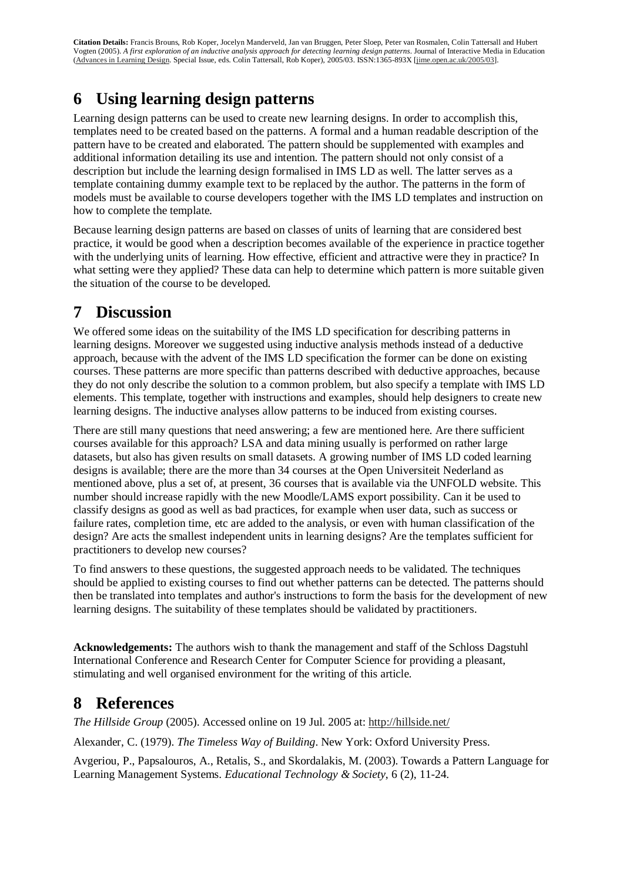# 6 Using learning design patterns

Learning design patterns can be used to create new learning designs. In order to accomplish this, templates need to be created based on the patterns. A formal and a human readable description of the pattern have to be created and elaborated. The pattern should be supplemented with examples and additional information detailing its use and intention. The pattern should not only consist of a description but include the learning design formalised in IMS LD as well. The latter serves as a template containing dummy example text to be replaced by the author. The patterns in the form of models must be available to course developers together with the IMS LD templates and instruction on how to complete the template.

Because learning design patterns are based on classes of units of learning that are considered best practice, it would be good when a description becomes available of the experience in practice together with the underlying units of learning. How effective, efficient and attractive were they in practice? In what setting were they applied? These data can help to determine which pattern is more suitable given the situation of the course to be developed.

# 7 Discussion

We offered some ideas on the suitability of the IMS LD specification for describing patterns in learning designs. Moreover we suggested using inductive analysis methods instead of a deductive approach, because with the advent of the IMS LD specification the former can be done on existing courses. These patterns are more specific than patterns described with deductive approaches, because they do not only describe the solution to a common problem, but also specify a template with IMS LD elements. This template, together with instructions and examples, should help designers to create new learning designs. The inductive analyses allow patterns to be induced from existing courses.

There are still many questions that need answering; a few are mentioned here. Are there sufficient courses available for this approach? LSA and data mining usually is performed on rather large datasets, but also has given results on small datasets. A growing number of IMS LD coded learning designs is available; there are the more than 34 courses at the Open Universiteit Nederland as mentioned above, plus a set of, at present, 36 courses that is available via the UNFOLD website. This number should increase rapidly with the new Moodle/LAMS export possibility. Can it be used to classify designs as good as well as bad practices, for example when user data, such as success or failure rates, completion time, etc are added to the analysis, or even with human classification of the design? Are acts the smallest independent units in learning designs? Are the templates sufficient for practitioners to develop new courses?

To find answers to these questions, the suggested approach needs to be validated. The techniques should be applied to existing courses to find out whether patterns can be detected. The patterns should then be translated into templates and author's instructions to form the basis for the development of new learning designs. The suitability of these templates should be validated by practitioners.

**Acknowledgements:** The authors wish to thank the management and staff of the Schloss Dagstuhl International Conference and Research Center for Computer Science for providing a pleasant, stimulating and well organised environment for the writing of this article.

# 8 References

*The Hillside Group* (2005). Accessed online on 19 Jul. 2005 at: http://hillside.net/

Alexander, C. (1979). *The Timeless Way of Building*. New York: Oxford University Press.

Avgeriou, P., Papsalouros, A., Retalis, S., and Skordalakis, M. (2003). Towards a Pattern Language for Learning Management Systems. *Educational Technology & Society*, 6 (2), 11-24.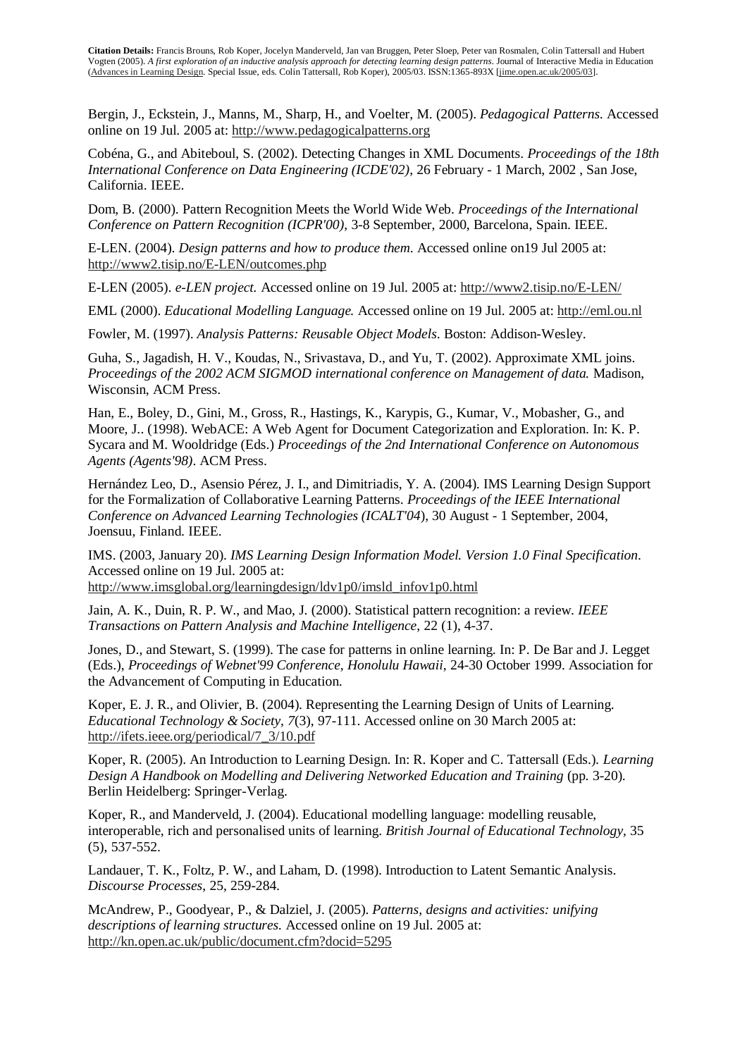Bergin, J., Eckstein, J., Manns, M., Sharp, H., and Voelter, M. (2005). *Pedagogical Patterns.* Accessed online on 19 Jul. 2005 at: http://www.pedagogicalpatterns.org

Cobéna, G., and Abiteboul, S. (2002). Detecting Changes in XML Documents. *Proceedings of the 18th International Conference on Data Engineering (ICDE'02)*, 26 February - 1 March, 2002 , San Jose, California. IEEE.

Dom, B. (2000). Pattern Recognition Meets the World Wide Web. *Proceedings of the International Conference on Pattern Recognition (ICPR'00)*, 3-8 September, 2000, Barcelona, Spain. IEEE.

E-LEN. (2004). *Design patterns and how to produce them.* Accessed online on19 Jul 2005 at: http://www2.tisip.no/E-LEN/outcomes.php

E-LEN (2005). *e-LEN project.* Accessed online on 19 Jul. 2005 at: http://www2.tisip.no/E-LEN/

EML (2000). *Educational Modelling Language.* Accessed online on 19 Jul. 2005 at: http://eml.ou.nl

Fowler, M. (1997). *Analysis Patterns: Reusable Object Models.* Boston: Addison-Wesley.

Guha, S., Jagadish, H. V., Koudas, N., Srivastava, D., and Yu, T. (2002). Approximate XML joins. *Proceedings of the 2002 ACM SIGMOD international conference on Management of data.* Madison, Wisconsin, ACM Press.

Han, E., Boley, D., Gini, M., Gross, R., Hastings, K., Karypis, G., Kumar, V., Mobasher, G., and Moore, J.. (1998). WebACE: A Web Agent for Document Categorization and Exploration. In: K. P. Sycara and M. Wooldridge (Eds.) *Proceedings of the 2nd International Conference on Autonomous Agents (Agents'98)*. ACM Press.

Hernández Leo, D., Asensio Pérez, J. I., and Dimitriadis, Y. A. (2004). IMS Learning Design Support for the Formalization of Collaborative Learning Patterns. *Proceedings of the IEEE International Conference on Advanced Learning Technologies (ICALT'04*), 30 August - 1 September, 2004, Joensuu, Finland. IEEE.

IMS. (2003, January 20). *IMS Learning Design Information Model. Version 1.0 Final Specification*. Accessed online on 19 Jul. 2005 at: http://www.imsglobal.org/learningdesign/ldv1p0/imsld_infov1p0.html

Jain, A. K., Duin, R. P. W., and Mao, J. (2000). Statistical pattern recognition: a review. *IEEE Transactions on Pattern Analysis and Machine Intelligence*, 22 (1), 4-37.

Jones, D., and Stewart, S. (1999). The case for patterns in online learning. In: P. De Bar and J. Legget (Eds.), *Proceedings of Webnet'99 Conference, Honolulu Hawaii*, 24-30 October 1999. Association for the Advancement of Computing in Education.

Koper, E. J. R., and Olivier, B. (2004). Representing the Learning Design of Units of Learning. *Educational Technology & Society, 7*(3), 97-111. Accessed online on 30 March 2005 at: http://ifets.ieee.org/periodical/7_3/10.pdf

Koper, R. (2005). An Introduction to Learning Design. In: R. Koper and C. Tattersall (Eds.). *Learning Design A Handbook on Modelling and Delivering Networked Education and Training* (pp. 3-20). Berlin Heidelberg: Springer-Verlag.

Koper, R., and Manderveld, J. (2004). Educational modelling language: modelling reusable, interoperable, rich and personalised units of learning. *British Journal of Educational Technology,* 35 (5), 537-552.

Landauer, T. K., Foltz, P. W., and Laham, D. (1998). Introduction to Latent Semantic Analysis. *Discourse Processes*, 25, 259-284.

McAndrew, P., Goodyear, P., & Dalziel, J. (2005). *Patterns, designs and activities: unifying descriptions of learning structures.* Accessed online on 19 Jul. 2005 at: http://kn.open.ac.uk/public/document.cfm?docid=5295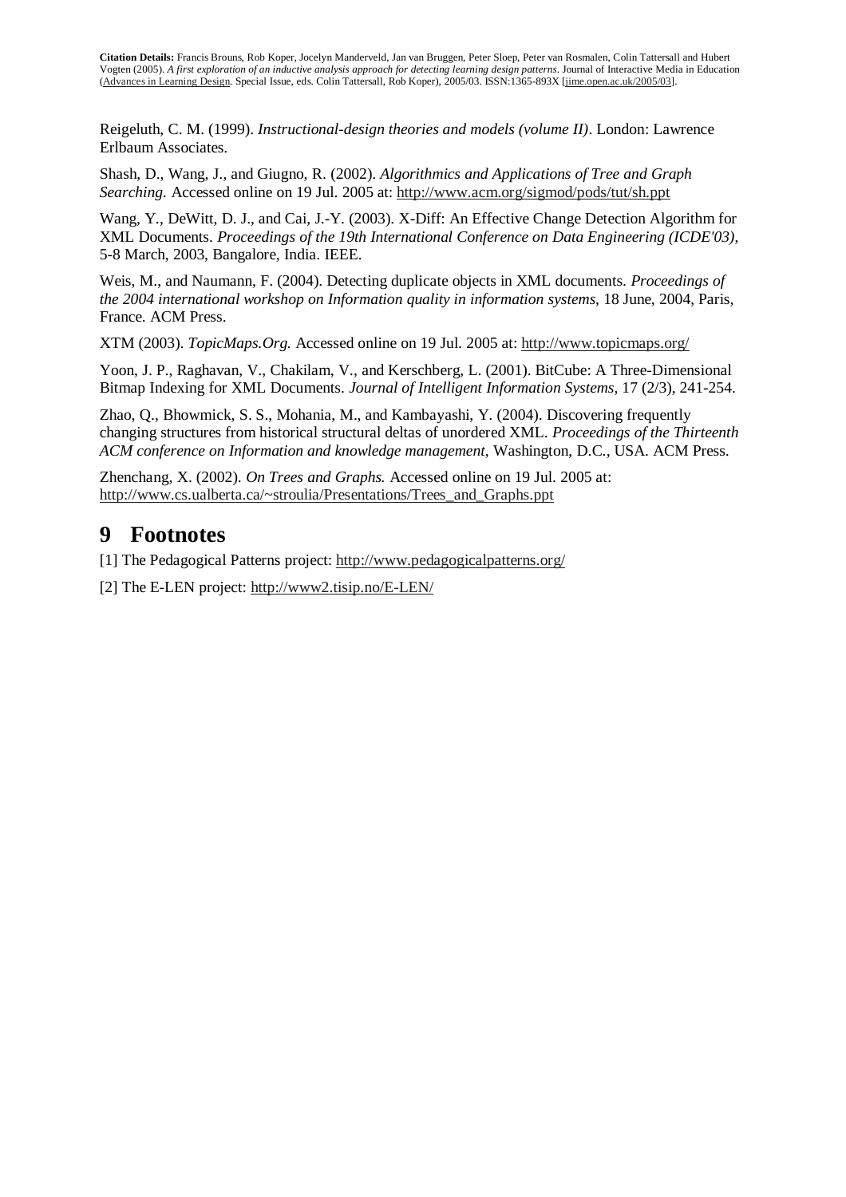Reigeluth, C. M. (1999). *Instructional-design theories and models (volume II)*. London: Lawrence Erlbaum Associates.

Shash, D., Wang, J., and Giugno, R. (2002). *Algorithmics and Applications of Tree and Graph Searching*. Accessed online on 19 Jul. 2005 at: http://www.acm.org/sigmod/pods/tut/sh.ppt

Wang, Y., DeWitt, D. J., and Cai, J.-Y. (2003). X-Diff: An Effective Change Detection Algorithm for XML Documents. *Proceedings of the 19th International Conference on Data Engineering (ICDE'03)*, 5-8 March, 2003, Bangalore, India. IEEE.

Weis, M., and Naumann, F. (2004). Detecting duplicate objects in XML documents. *Proceedings of the 2004 international workshop on Information quality in information systems*, 18 June, 2004, Paris, France. ACM Press.

XTM (2003). *TopicMaps.Org.* Accessed online on 19 Jul. 2005 at: http://www.topicmaps.org/

Yoon, J. P., Raghavan, V., Chakilam, V., and Kerschberg, L. (2001). BitCube: A Three-Dimensional Bitmap Indexing for XML Documents. *Journal of Intelligent Information Systems*, 17 (2/3), 241-254.

Zhao, Q., Bhowmick, S. S., Mohania, M., and Kambayashi, Y. (2004). Discovering frequently changing structures from historical structural deltas of unordered XML. *Proceedings of the Thirteenth ACM conference on Information and knowledge management*, Washington, D.C., USA. ACM Press.

Zhenchang, X. (2002). *On Trees and Graphs.* Accessed online on 19 Jul. 2005 at: http://www.cs.ualberta.ca/~stroulia/Presentations/Trees_and_Graphs.ppt

# 9 Footnotes

[1] The Pedagogical Patterns project: http://www.pedagogicalpatterns.org/

[2] The E-LEN project: http://www2.tisip.no/E-LEN/